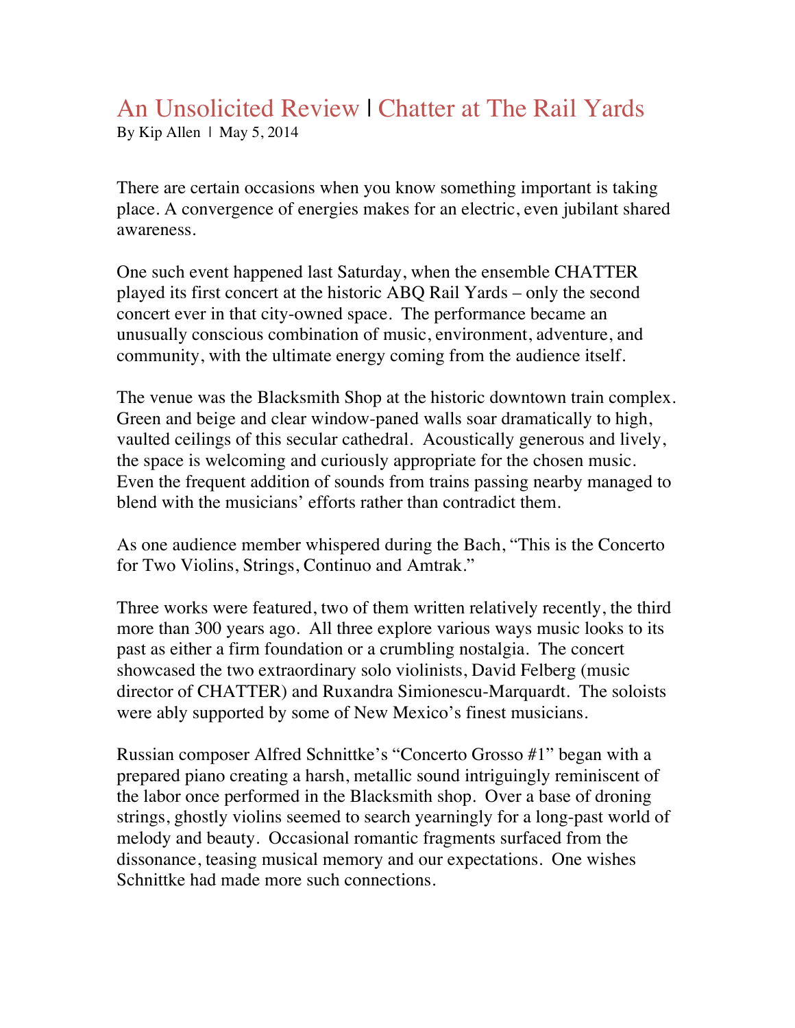# An Unsolicited Review | Chatter at The Rail Yards

By Kip Allen | May 5, 2014

There are certain occasions when you know something important is taking place. A convergence of energies makes for an electric, even jubilant shared awareness.

One such event happened last Saturday, when the ensemble CHATTER played its first concert at the historic ABQ Rail Yards – only the second concert ever in that city-owned space. The performance became an unusually conscious combination of music, environment, adventure, and community, with the ultimate energy coming from the audience itself.

The venue was the Blacksmith Shop at the historic downtown train complex. Green and beige and clear window-paned walls soar dramatically to high, vaulted ceilings of this secular cathedral. Acoustically generous and lively, the space is welcoming and curiously appropriate for the chosen music. Even the frequent addition of sounds from trains passing nearby managed to blend with the musicians' efforts rather than contradict them.

As one audience member whispered during the Bach, "This is the Concerto for Two Violins, Strings, Continuo and Amtrak."

Three works were featured, two of them written relatively recently, the third more than 300 years ago. All three explore various ways music looks to its past as either a firm foundation or a crumbling nostalgia. The concert showcased the two extraordinary solo violinists, David Felberg (music director of CHATTER) and Ruxandra Simionescu-Marquardt. The soloists were ably supported by some of New Mexico's finest musicians.

Russian composer Alfred Schnittke's "Concerto Grosso #1" began with a prepared piano creating a harsh, metallic sound intriguingly reminiscent of the labor once performed in the Blacksmith shop. Over a base of droning strings, ghostly violins seemed to search yearningly for a long-past world of melody and beauty. Occasional romantic fragments surfaced from the dissonance, teasing musical memory and our expectations. One wishes Schnittke had made more such connections.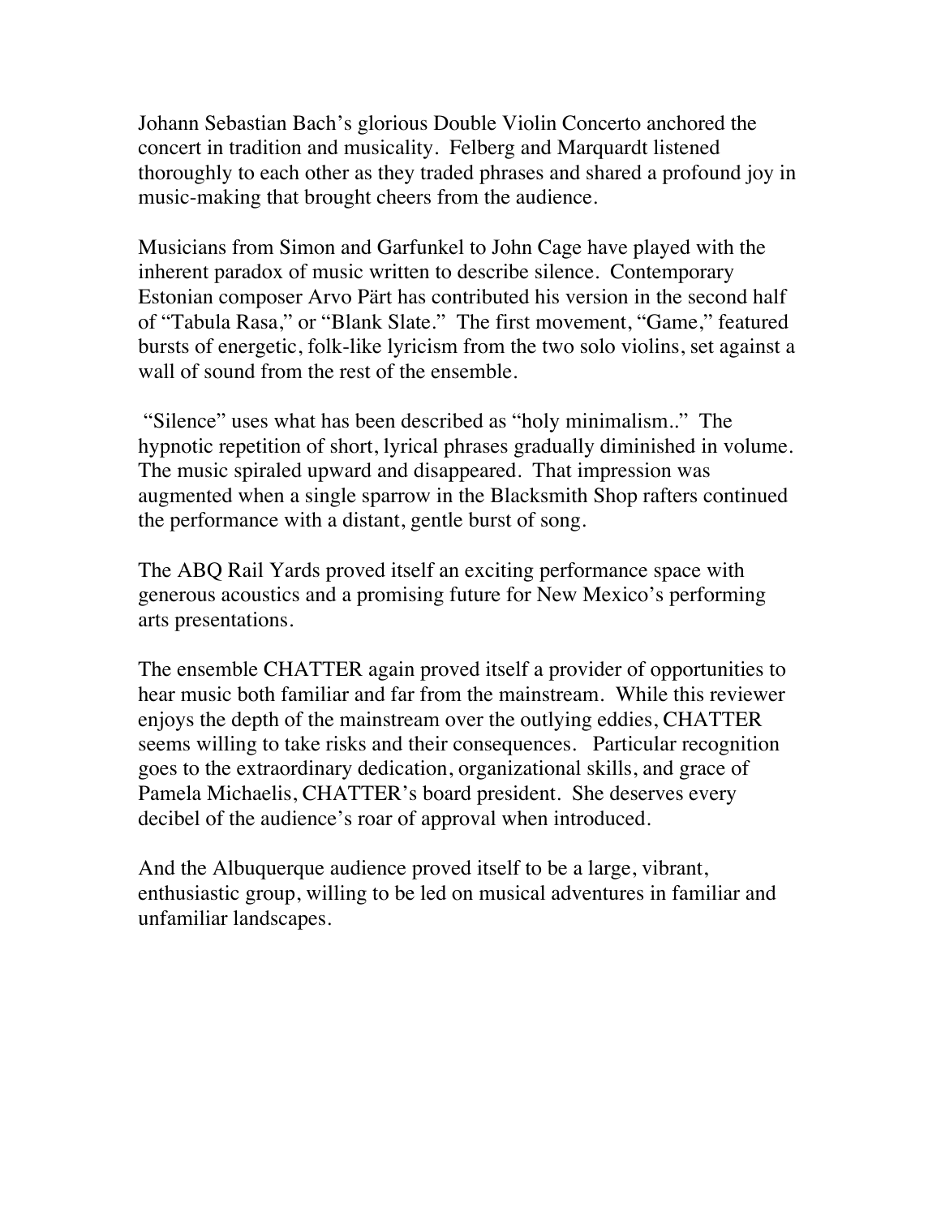Johann Sebastian Bach's glorious Double Violin Concerto anchored the concert in tradition and musicality. Felberg and Marquardt listened thoroughly to each other as they traded phrases and shared a profound joy in music-making that brought cheers from the audience.

Musicians from Simon and Garfunkel to John Cage have played with the inherent paradox of music written to describe silence. Contemporary Estonian composer Arvo Pärt has contributed his version in the second half of "Tabula Rasa," or "Blank Slate." The first movement, "Game," featured bursts of energetic, folk-like lyricism from the two solo violins, set against a wall of sound from the rest of the ensemble.

"Silence" uses what has been described as "holy minimalism.." The hypnotic repetition of short, lyrical phrases gradually diminished in volume. The music spiraled upward and disappeared. That impression was augmented when a single sparrow in the Blacksmith Shop rafters continued the performance with a distant, gentle burst of song.

The ABQ Rail Yards proved itself an exciting performance space with generous acoustics and a promising future for New Mexico's performing arts presentations.

The ensemble CHATTER again proved itself a provider of opportunities to hear music both familiar and far from the mainstream. While this reviewer enjoys the depth of the mainstream over the outlying eddies, CHATTER seems willing to take risks and their consequences. Particular recognition goes to the extraordinary dedication, organizational skills, and grace of Pamela Michaelis, CHATTER's board president. She deserves every decibel of the audience's roar of approval when introduced.

And the Albuquerque audience proved itself to be a large, vibrant, enthusiastic group, willing to be led on musical adventures in familiar and unfamiliar landscapes.